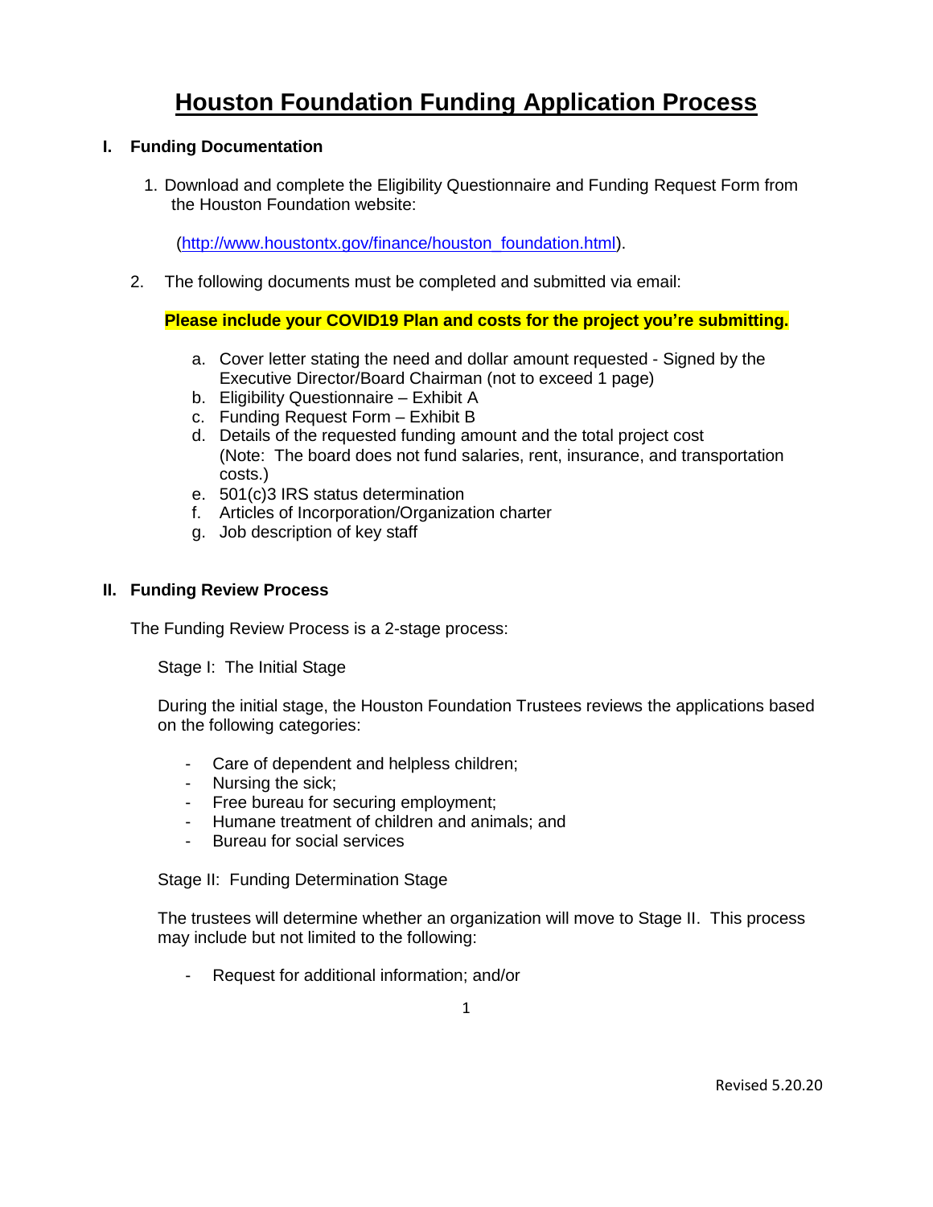# Houston Foundation Funding Application Process

## I. Funding Documentation

1. Download and complete the Eligibility Questionnaire and Funding Request Form from the Houston Foundation website:

   ([http://www.houstontx.gov/finance/houston_foundation.html](http://www.houstontx.gov/finance/houston_foundation.html)).

2. The following documents must be completed and submitted via email:

   **Please include your COVID19 Plan and costs for the project you're submitting.**

   a. Cover letter stating the need and dollar amount requested - Signed by the Executive Director/Board Chairman (not to exceed 1 page)
   b. Eligibility Questionnaire – Exhibit A
   c. Funding Request Form – Exhibit B
   d. Details of the requested funding amount and the total project cost (Note: The board does not fund salaries, rent, insurance, and transportation costs.)
   e. 501(c)3 IRS status determination
   f. Articles of Incorporation/Organization charter
   g. Job description of key staff

## II. Funding Review Process

The Funding Review Process is a 2-stage process:

Stage I: The Initial Stage

During the initial stage, the Houston Foundation Trustees reviews the applications based on the following categories:

- Care of dependent and helpless children;
- Nursing the sick;
- Free bureau for securing employment;
- Humane treatment of children and animals; and
- Bureau for social services

Stage II: Funding Determination Stage

The trustees will determine whether an organization will move to Stage II. This process may include but not limited to the following:

- Request for additional information; and/or

Revised 5.20.20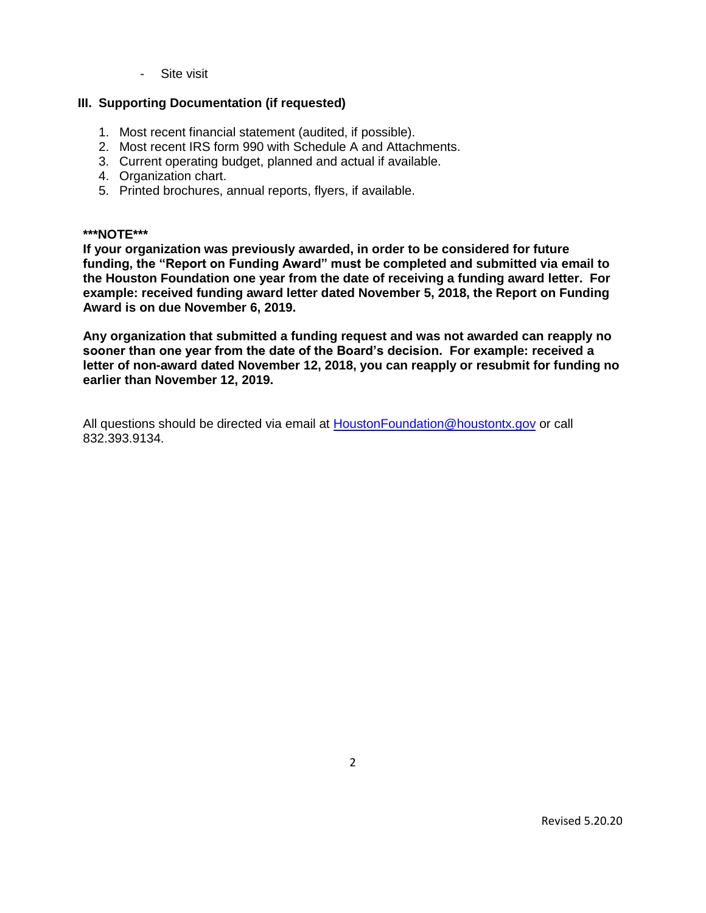- Site visit

## III. Supporting Documentation (if requested)

1. Most recent financial statement (audited, if possible).
2. Most recent IRS form 990 with Schedule A and Attachments.
3. Current operating budget, planned and actual if available.
4. Organization chart.
5. Printed brochures, annual reports, flyers, if available.

**\*\*\*NOTE\*\*\***

**If your organization was previously awarded, in order to be considered for future funding, the "Report on Funding Award" must be completed and submitted via email to the Houston Foundation one year from the date of receiving a funding award letter. For example: received funding award letter dated November 5, 2018, the Report on Funding Award is on due November 6, 2019.**

**Any organization that submitted a funding request and was not awarded can reapply no sooner than one year from the date of the Board's decision. For example: received a letter of non-award dated November 12, 2018, you can reapply or resubmit for funding no earlier than November 12, 2019.**

All questions should be directed via email at HoustonFoundation@houstontx.gov or call 832.393.9134.

Revised 5.20.20